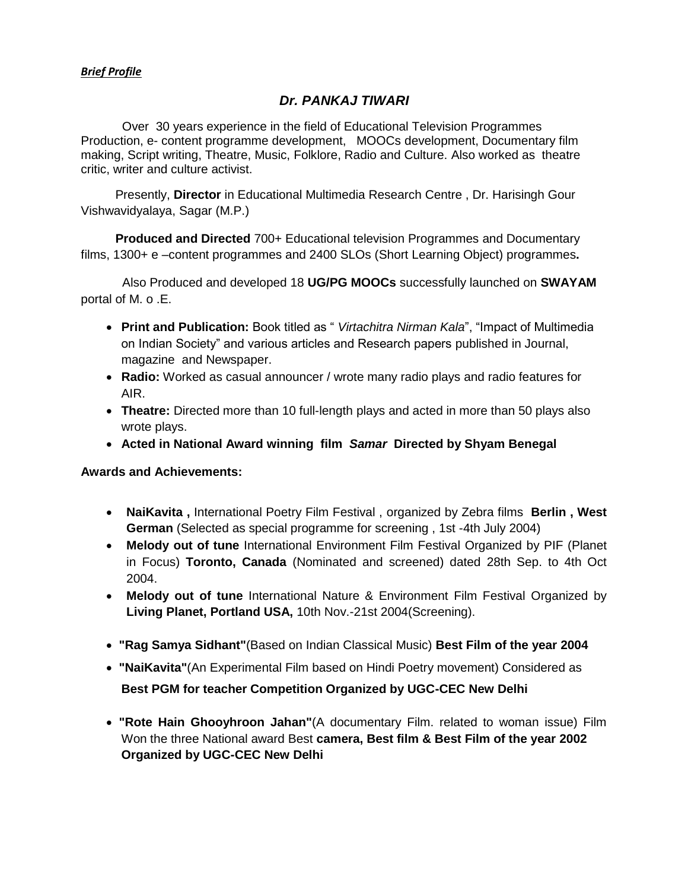***Brief Profile***

## *Dr. PANKAJ TIWARI*

Over 30 years experience in the field of Educational Television Programmes Production, e- content programme development, MOOCs development, Documentary film making, Script writing, Theatre, Music, Folklore, Radio and Culture. Also worked as theatre critic, writer and culture activist.

Presently, **Director** in Educational Multimedia Research Centre , Dr. Harisingh Gour Vishwavidyalaya, Sagar (M.P.)

**Produced and Directed** 700+ Educational television Programmes and Documentary films, 1300+ e –content programmes and 2400 SLOs (Short Learning Object) programmes**.**

Also Produced and developed 18 **UG/PG MOOCs** successfully launched on **SWAYAM** portal of M. o .E.

- **Print and Publication:** Book titled as " *Virtachitra Nirman Kala*", "Impact of Multimedia on Indian Society" and various articles and Research papers published in Journal, magazine and Newspaper.
- **Radio:** Worked as casual announcer / wrote many radio plays and radio features for AIR.
- **Theatre:** Directed more than 10 full-length plays and acted in more than 50 plays also wrote plays.
- **Acted in National Award winning film *Samar* Directed by Shyam Benegal**

**Awards and Achievements:**

- **NaiKavita ,** International Poetry Film Festival , organized by Zebra films **Berlin , West German** (Selected as special programme for screening , 1st -4th July 2004)
- **Melody out of tune** International Environment Film Festival Organized by PIF (Planet in Focus) **Toronto, Canada** (Nominated and screened) dated 28th Sep. to 4th Oct 2004.
- **Melody out of tune** International Nature & Environment Film Festival Organized by **Living Planet, Portland USA,** 10th Nov.-21st 2004(Screening).
- **"Rag Samya Sidhant"**(Based on Indian Classical Music) **Best Film of the year 2004**
- **"NaiKavita"**(An Experimental Film based on Hindi Poetry movement) Considered as **Best PGM for teacher Competition Organized by UGC-CEC New Delhi**
- **"Rote Hain Ghooyhroon Jahan"**(A documentary Film. related to woman issue) Film Won the three National award Best **camera, Best film & Best Film of the year 2002 Organized by UGC-CEC New Delhi**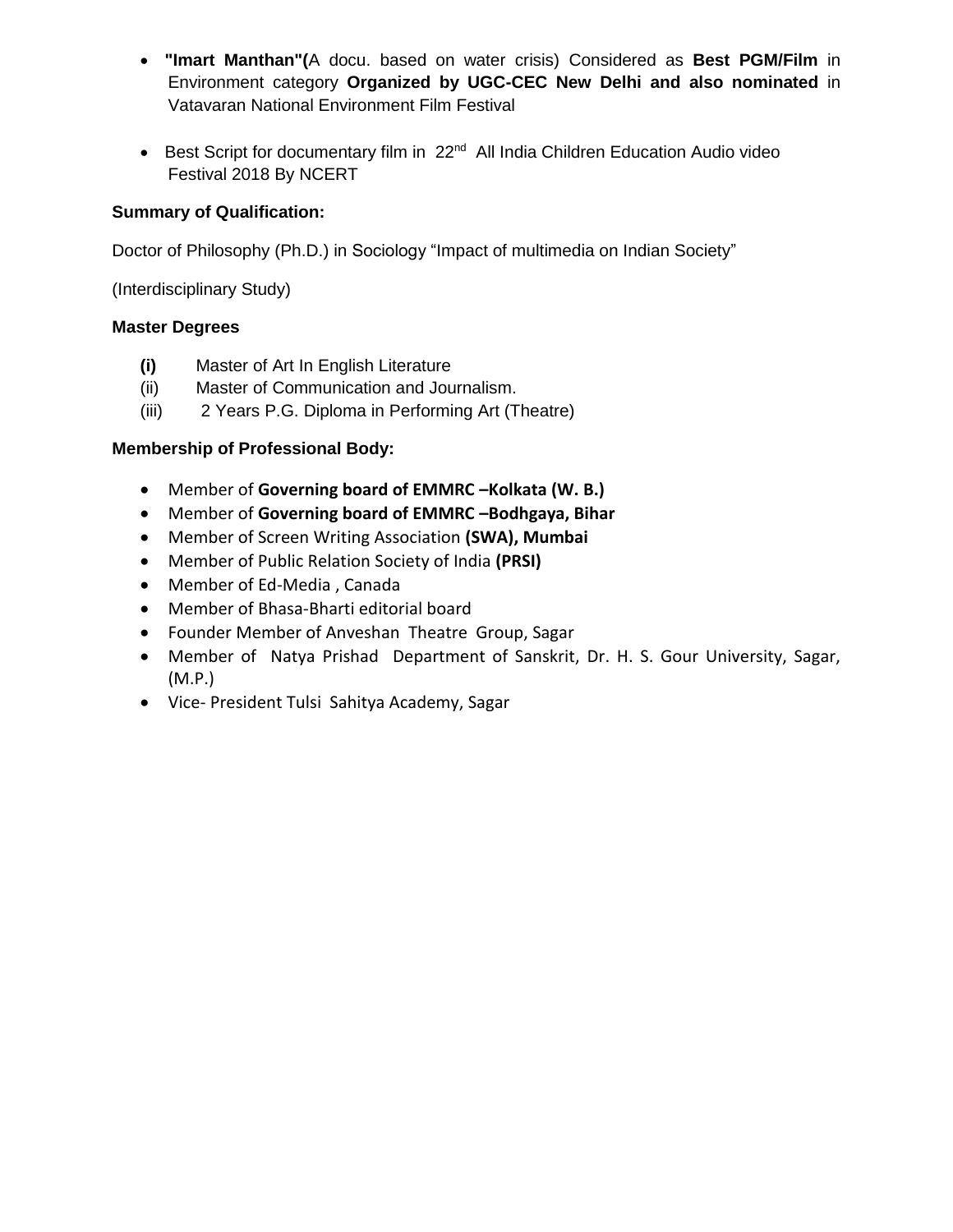- **"Imart Manthan"(**A docu. based on water crisis) Considered as **Best PGM/Film** in Environment category **Organized by UGC-CEC New Delhi and also nominated** in Vatavaran National Environment Film Festival

- Best Script for documentary film in 22nd All India Children Education Audio video Festival 2018 By NCERT

**Summary of Qualification:**

Doctor of Philosophy (Ph.D.) in Sociology "Impact of multimedia on Indian Society"

(Interdisciplinary Study)

**Master Degrees**

**(i)** Master of Art In English Literature
(ii) Master of Communication and Journalism.
(iii) 2 Years P.G. Diploma in Performing Art (Theatre)

**Membership of Professional Body:**

- Member of **Governing board of EMMRC –Kolkata (W. B.)**
- Member of **Governing board of EMMRC –Bodhgaya, Bihar**
- Member of Screen Writing Association **(SWA), Mumbai**
- Member of Public Relation Society of India **(PRSI)**
- Member of Ed-Media , Canada
- Member of Bhasa-Bharti editorial board
- Founder Member of Anveshan Theatre Group, Sagar
- Member of Natya Prishad Department of Sanskrit, Dr. H. S. Gour University, Sagar, (M.P.)
- Vice- President Tulsi Sahitya Academy, Sagar